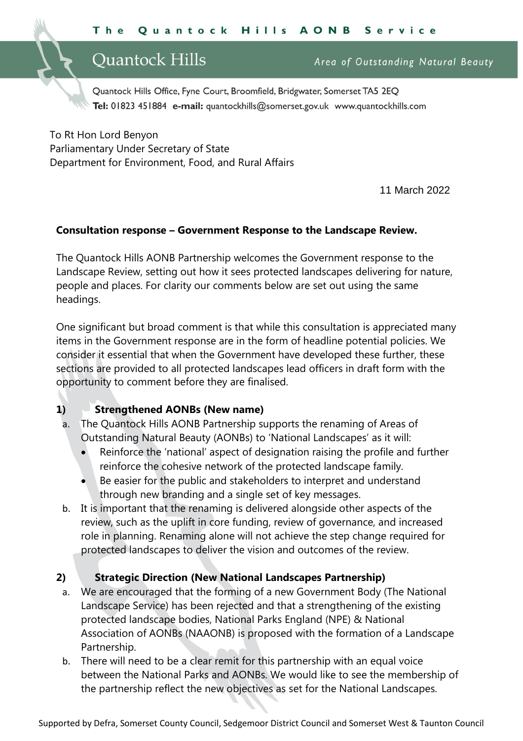The Quantock Hills AONB Service

Quantock Hills

Area of Outstanding Natural Beauty

Quantock Hills Office, Fyne Court, Broomfield, Bridgwater, Somerset TA5 2EQ
**Tel:** 01823 451884 **e-mail:** quantockhills@somerset.gov.uk www.quantockhills.com

To Rt Hon Lord Benyon
Parliamentary Under Secretary of State
Department for Environment, Food, and Rural Affairs

11 March 2022

**Consultation response – Government Response to the Landscape Review.**

The Quantock Hills AONB Partnership welcomes the Government response to the Landscape Review, setting out how it sees protected landscapes delivering for nature, people and places. For clarity our comments below are set out using the same headings.

One significant but broad comment is that while this consultation is appreciated many items in the Government response are in the form of headline potential policies. We consider it essential that when the Government have developed these further, these sections are provided to all protected landscapes lead officers in draft form with the opportunity to comment before they are finalised.

**1) Strengthened AONBs (New name)**

a. The Quantock Hills AONB Partnership supports the renaming of Areas of Outstanding Natural Beauty (AONBs) to 'National Landscapes' as it will:
   - Reinforce the 'national' aspect of designation raising the profile and further reinforce the cohesive network of the protected landscape family.
   - Be easier for the public and stakeholders to interpret and understand through new branding and a single set of key messages.

b. It is important that the renaming is delivered alongside other aspects of the review, such as the uplift in core funding, review of governance, and increased role in planning. Renaming alone will not achieve the step change required for protected landscapes to deliver the vision and outcomes of the review.

**2) Strategic Direction (New National Landscapes Partnership)**

a. We are encouraged that the forming of a new Government Body (The National Landscape Service) has been rejected and that a strengthening of the existing protected landscape bodies, National Parks England (NPE) & National Association of AONBs (NAAONB) is proposed with the formation of a Landscape Partnership.

b. There will need to be a clear remit for this partnership with an equal voice between the National Parks and AONBs. We would like to see the membership of the partnership reflect the new objectives as set for the National Landscapes.

Supported by Defra, Somerset County Council, Sedgemoor District Council and Somerset West & Taunton Council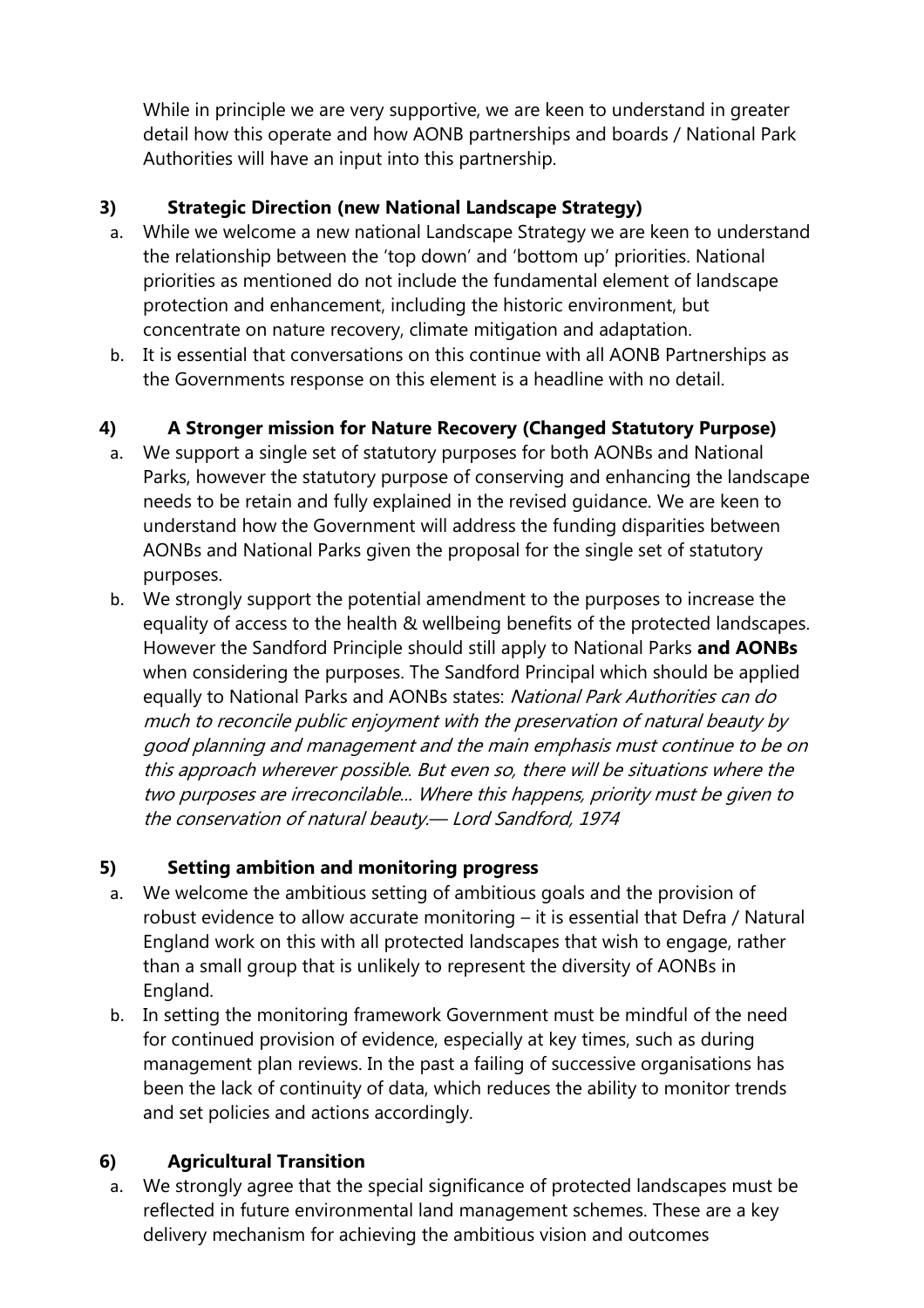While in principle we are very supportive, we are keen to understand in greater detail how this operate and how AONB partnerships and boards / National Park Authorities will have an input into this partnership.

**3) Strategic Direction (new National Landscape Strategy)**

a. While we welcome a new national Landscape Strategy we are keen to understand the relationship between the 'top down' and 'bottom up' priorities. National priorities as mentioned do not include the fundamental element of landscape protection and enhancement, including the historic environment, but concentrate on nature recovery, climate mitigation and adaptation.

b. It is essential that conversations on this continue with all AONB Partnerships as the Governments response on this element is a headline with no detail.

**4) A Stronger mission for Nature Recovery (Changed Statutory Purpose)**

a. We support a single set of statutory purposes for both AONBs and National Parks, however the statutory purpose of conserving and enhancing the landscape needs to be retain and fully explained in the revised guidance. We are keen to understand how the Government will address the funding disparities between AONBs and National Parks given the proposal for the single set of statutory purposes.

b. We strongly support the potential amendment to the purposes to increase the equality of access to the health & wellbeing benefits of the protected landscapes. However the Sandford Principle should still apply to National Parks **and AONBs** when considering the purposes. The Sandford Principal which should be applied equally to National Parks and AONBs states: *National Park Authorities can do much to reconcile public enjoyment with the preservation of natural beauty by good planning and management and the main emphasis must continue to be on this approach wherever possible. But even so, there will be situations where the two purposes are irreconcilable... Where this happens, priority must be given to the conservation of natural beauty.— Lord Sandford, 1974*

**5) Setting ambition and monitoring progress**

a. We welcome the ambitious setting of ambitious goals and the provision of robust evidence to allow accurate monitoring – it is essential that Defra / Natural England work on this with all protected landscapes that wish to engage, rather than a small group that is unlikely to represent the diversity of AONBs in England.

b. In setting the monitoring framework Government must be mindful of the need for continued provision of evidence, especially at key times, such as during management plan reviews. In the past a failing of successive organisations has been the lack of continuity of data, which reduces the ability to monitor trends and set policies and actions accordingly.

**6) Agricultural Transition**

a. We strongly agree that the special significance of protected landscapes must be reflected in future environmental land management schemes. These are a key delivery mechanism for achieving the ambitious vision and outcomes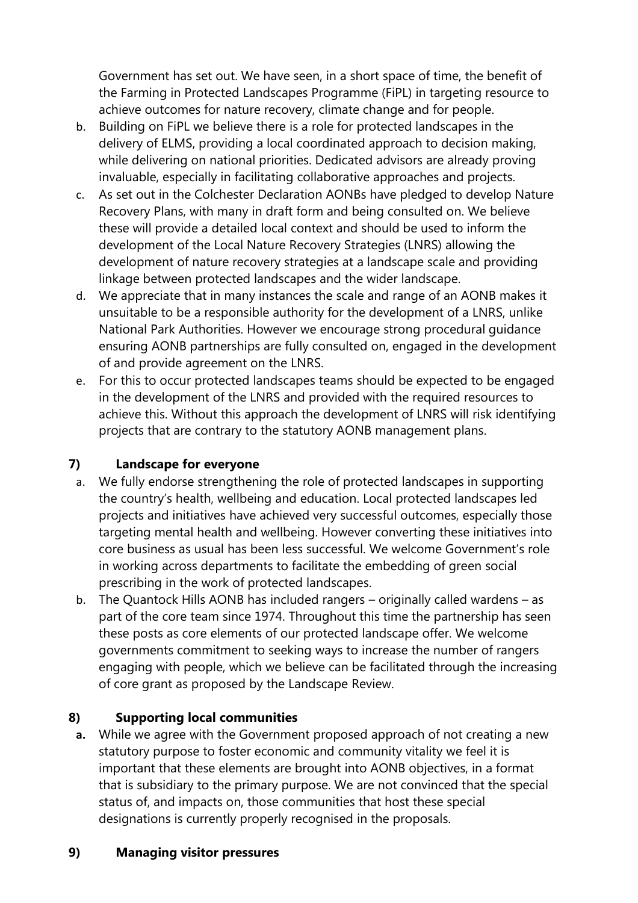Government has set out. We have seen, in a short space of time, the benefit of the Farming in Protected Landscapes Programme (FiPL) in targeting resource to achieve outcomes for nature recovery, climate change and for people.

b. Building on FiPL we believe there is a role for protected landscapes in the delivery of ELMS, providing a local coordinated approach to decision making, while delivering on national priorities. Dedicated advisors are already proving invaluable, especially in facilitating collaborative approaches and projects.

c. As set out in the Colchester Declaration AONBs have pledged to develop Nature Recovery Plans, with many in draft form and being consulted on. We believe these will provide a detailed local context and should be used to inform the development of the Local Nature Recovery Strategies (LNRS) allowing the development of nature recovery strategies at a landscape scale and providing linkage between protected landscapes and the wider landscape.

d. We appreciate that in many instances the scale and range of an AONB makes it unsuitable to be a responsible authority for the development of a LNRS, unlike National Park Authorities. However we encourage strong procedural guidance ensuring AONB partnerships are fully consulted on, engaged in the development of and provide agreement on the LNRS.

e. For this to occur protected landscapes teams should be expected to be engaged in the development of the LNRS and provided with the required resources to achieve this. Without this approach the development of LNRS will risk identifying projects that are contrary to the statutory AONB management plans.

**7) Landscape for everyone**

a. We fully endorse strengthening the role of protected landscapes in supporting the country's health, wellbeing and education. Local protected landscapes led projects and initiatives have achieved very successful outcomes, especially those targeting mental health and wellbeing. However converting these initiatives into core business as usual has been less successful. We welcome Government's role in working across departments to facilitate the embedding of green social prescribing in the work of protected landscapes.

b. The Quantock Hills AONB has included rangers – originally called wardens – as part of the core team since 1974. Throughout this time the partnership has seen these posts as core elements of our protected landscape offer. We welcome governments commitment to seeking ways to increase the number of rangers engaging with people, which we believe can be facilitated through the increasing of core grant as proposed by the Landscape Review.

**8) Supporting local communities**

**a.** While we agree with the Government proposed approach of not creating a new statutory purpose to foster economic and community vitality we feel it is important that these elements are brought into AONB objectives, in a format that is subsidiary to the primary purpose. We are not convinced that the special status of, and impacts on, those communities that host these special designations is currently properly recognised in the proposals.

**9) Managing visitor pressures**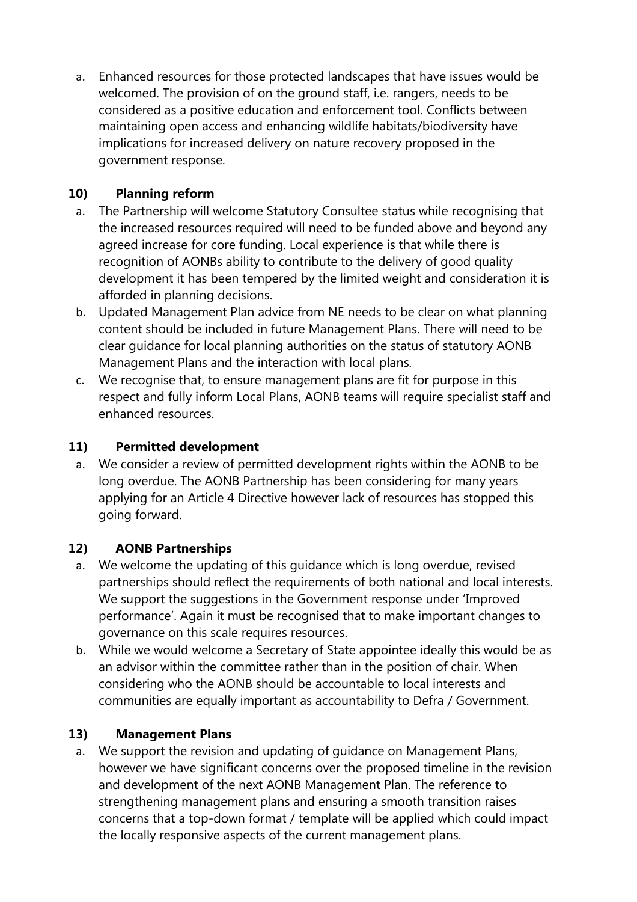a. Enhanced resources for those protected landscapes that have issues would be welcomed. The provision of on the ground staff, i.e. rangers, needs to be considered as a positive education and enforcement tool. Conflicts between maintaining open access and enhancing wildlife habitats/biodiversity have implications for increased delivery on nature recovery proposed in the government response.

**10) Planning reform**

a. The Partnership will welcome Statutory Consultee status while recognising that the increased resources required will need to be funded above and beyond any agreed increase for core funding. Local experience is that while there is recognition of AONBs ability to contribute to the delivery of good quality development it has been tempered by the limited weight and consideration it is afforded in planning decisions.

b. Updated Management Plan advice from NE needs to be clear on what planning content should be included in future Management Plans. There will need to be clear guidance for local planning authorities on the status of statutory AONB Management Plans and the interaction with local plans.

c. We recognise that, to ensure management plans are fit for purpose in this respect and fully inform Local Plans, AONB teams will require specialist staff and enhanced resources.

**11) Permitted development**

a. We consider a review of permitted development rights within the AONB to be long overdue. The AONB Partnership has been considering for many years applying for an Article 4 Directive however lack of resources has stopped this going forward.

**12) AONB Partnerships**

a. We welcome the updating of this guidance which is long overdue, revised partnerships should reflect the requirements of both national and local interests. We support the suggestions in the Government response under 'Improved performance'. Again it must be recognised that to make important changes to governance on this scale requires resources.

b. While we would welcome a Secretary of State appointee ideally this would be as an advisor within the committee rather than in the position of chair. When considering who the AONB should be accountable to local interests and communities are equally important as accountability to Defra / Government.

**13) Management Plans**

a. We support the revision and updating of guidance on Management Plans, however we have significant concerns over the proposed timeline in the revision and development of the next AONB Management Plan. The reference to strengthening management plans and ensuring a smooth transition raises concerns that a top-down format / template will be applied which could impact the locally responsive aspects of the current management plans.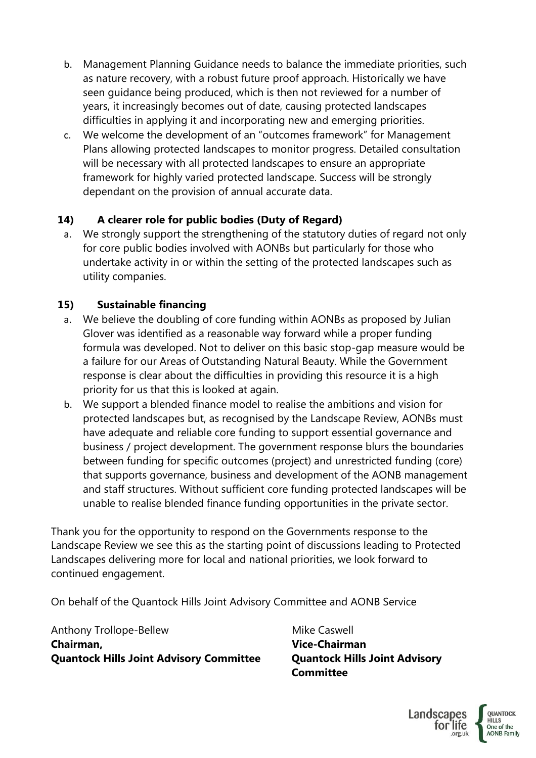b. Management Planning Guidance needs to balance the immediate priorities, such as nature recovery, with a robust future proof approach. Historically we have seen guidance being produced, which is then not reviewed for a number of years, it increasingly becomes out of date, causing protected landscapes difficulties in applying it and incorporating new and emerging priorities.

c. We welcome the development of an "outcomes framework" for Management Plans allowing protected landscapes to monitor progress. Detailed consultation will be necessary with all protected landscapes to ensure an appropriate framework for highly varied protected landscape. Success will be strongly dependant on the provision of annual accurate data.

**14) A clearer role for public bodies (Duty of Regard)**

a. We strongly support the strengthening of the statutory duties of regard not only for core public bodies involved with AONBs but particularly for those who undertake activity in or within the setting of the protected landscapes such as utility companies.

**15) Sustainable financing**

a. We believe the doubling of core funding within AONBs as proposed by Julian Glover was identified as a reasonable way forward while a proper funding formula was developed. Not to deliver on this basic stop-gap measure would be a failure for our Areas of Outstanding Natural Beauty. While the Government response is clear about the difficulties in providing this resource it is a high priority for us that this is looked at again.

b. We support a blended finance model to realise the ambitions and vision for protected landscapes but, as recognised by the Landscape Review, AONBs must have adequate and reliable core funding to support essential governance and business / project development. The government response blurs the boundaries between funding for specific outcomes (project) and unrestricted funding (core) that supports governance, business and development of the AONB management and staff structures. Without sufficient core funding protected landscapes will be unable to realise blended finance funding opportunities in the private sector.

Thank you for the opportunity to respond on the Governments response to the Landscape Review we see this as the starting point of discussions leading to Protected Landscapes delivering more for local and national priorities, we look forward to continued engagement.

On behalf of the Quantock Hills Joint Advisory Committee and AONB Service

Anthony Trollope-Bellew
**Chairman,**
**Quantock Hills Joint Advisory Committee**

Mike Caswell
**Vice-Chairman**
**Quantock Hills Joint Advisory Committee**

Landscapes for life .org.uk | QUANTOCK HILLS One of the AONB Family